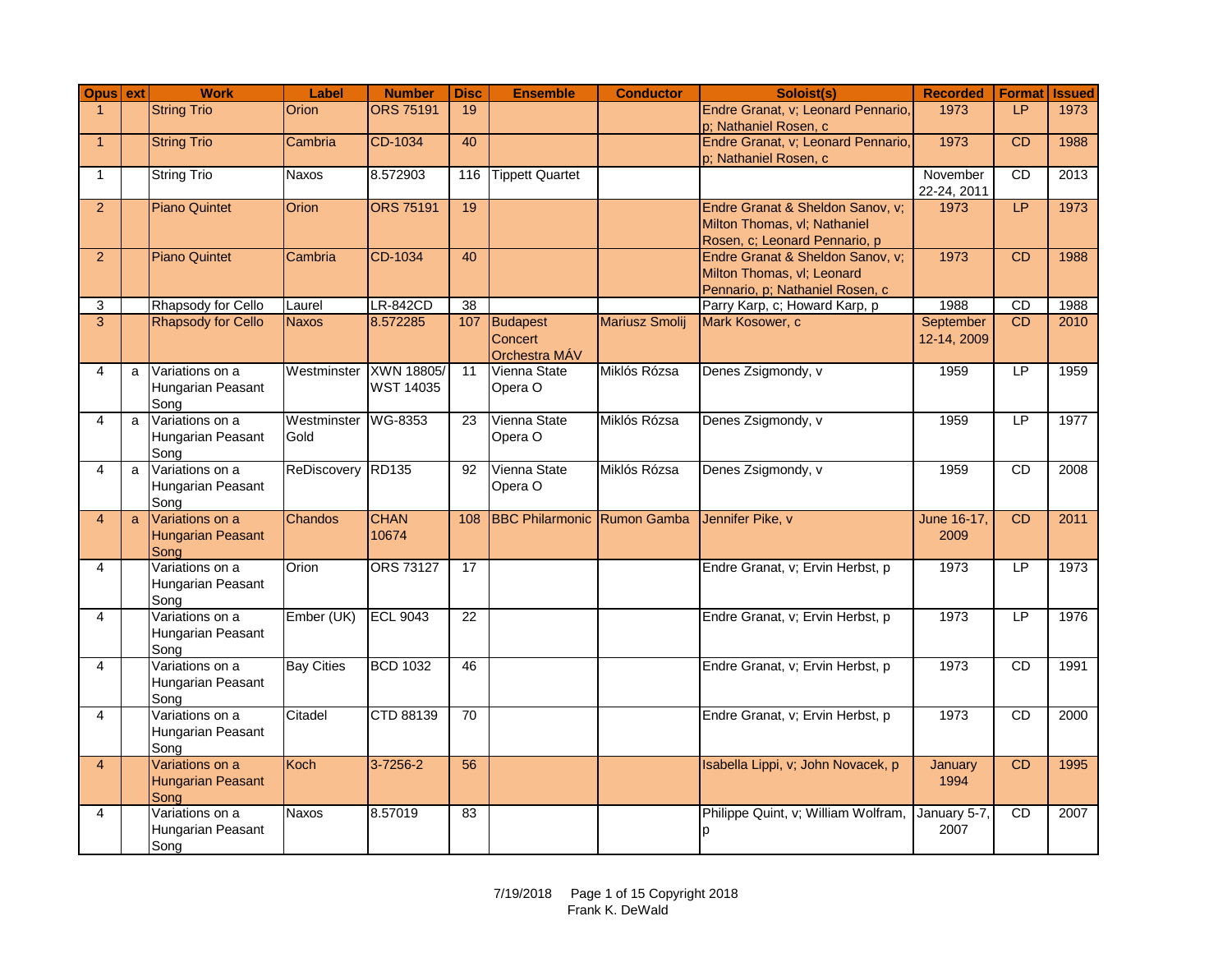| Opus | ext | Work | Label | Number | Disc | Ensemble | Conductor | Soloist(s) | Recorded | Format | Issued |
|---|---|---|---|---|---|---|---|---|---|---|---|
| 1 | | String Trio | Orion | ORS 75191 | 19 | | | Endre Granat, v; Leonard Pennario, p; Nathaniel Rosen, c | 1973 | LP | 1973 |
| 1 | | String Trio | Cambria | CD-1034 | 40 | | | Endre Granat, v; Leonard Pennario, p; Nathaniel Rosen, c | 1973 | CD | 1988 |
| 1 | | String Trio | Naxos | 8.572903 | 116 | Tippett Quartet | | | November 22-24, 2011 | CD | 2013 |
| 2 | | Piano Quintet | Orion | ORS 75191 | 19 | | | Endre Granat & Sheldon Sanov, v; Milton Thomas, vl; Nathaniel Rosen, c; Leonard Pennario, p | 1973 | LP | 1973 |
| 2 | | Piano Quintet | Cambria | CD-1034 | 40 | | | Endre Granat & Sheldon Sanov, v; Milton Thomas, vl; Leonard Pennario, p; Nathaniel Rosen, c | 1973 | CD | 1988 |
| 3 | | Rhapsody for Cello | Laurel | LR-842CD | 38 | | | Parry Karp, c; Howard Karp, p | 1988 | CD | 1988 |
| 3 | | Rhapsody for Cello | Naxos | 8.572285 | 107 | Budapest Concert Orchestra MÁV | Mariusz Smolij | Mark Kosower, c | September 12-14, 2009 | CD | 2010 |
| 4 | a | Variations on a Hungarian Peasant Song | Westminster | XWN 18805/ WST 14035 | 11 | Vienna State Opera O | Miklós Rózsa | Denes Zsigmondy, v | 1959 | LP | 1959 |
| 4 | a | Variations on a Hungarian Peasant Song | Westminster Gold | WG-8353 | 23 | Vienna State Opera O | Miklós Rózsa | Denes Zsigmondy, v | 1959 | LP | 1977 |
| 4 | a | Variations on a Hungarian Peasant Song | ReDiscovery | RD135 | 92 | Vienna State Opera O | Miklós Rózsa | Denes Zsigmondy, v | 1959 | CD | 2008 |
| 4 | a | Variations on a Hungarian Peasant Song | Chandos | CHAN 10674 | 108 | BBC Philharmonic | Rumon Gamba | Jennifer Pike, v | June 16-17, 2009 | CD | 2011 |
| 4 | | Variations on a Hungarian Peasant Song | Orion | ORS 73127 | 17 | | | Endre Granat, v; Ervin Herbst, p | 1973 | LP | 1973 |
| 4 | | Variations on a Hungarian Peasant Song | Ember (UK) | ECL 9043 | 22 | | | Endre Granat, v; Ervin Herbst, p | 1973 | LP | 1976 |
| 4 | | Variations on a Hungarian Peasant Song | Bay Cities | BCD 1032 | 46 | | | Endre Granat, v; Ervin Herbst, p | 1973 | CD | 1991 |
| 4 | | Variations on a Hungarian Peasant Song | Citadel | CTD 88139 | 70 | | | Endre Granat, v; Ervin Herbst, p | 1973 | CD | 2000 |
| 4 | | Variations on a Hungarian Peasant Song | Koch | 3-7256-2 | 56 | | | Isabella Lippi, v; John Novacek, p | January 1994 | CD | 1995 |
| 4 | | Variations on a Hungarian Peasant Song | Naxos | 8.57019 | 83 | | | Philippe Quint, v; William Wolfram, p | January 5-7, 2007 | CD | 2007 |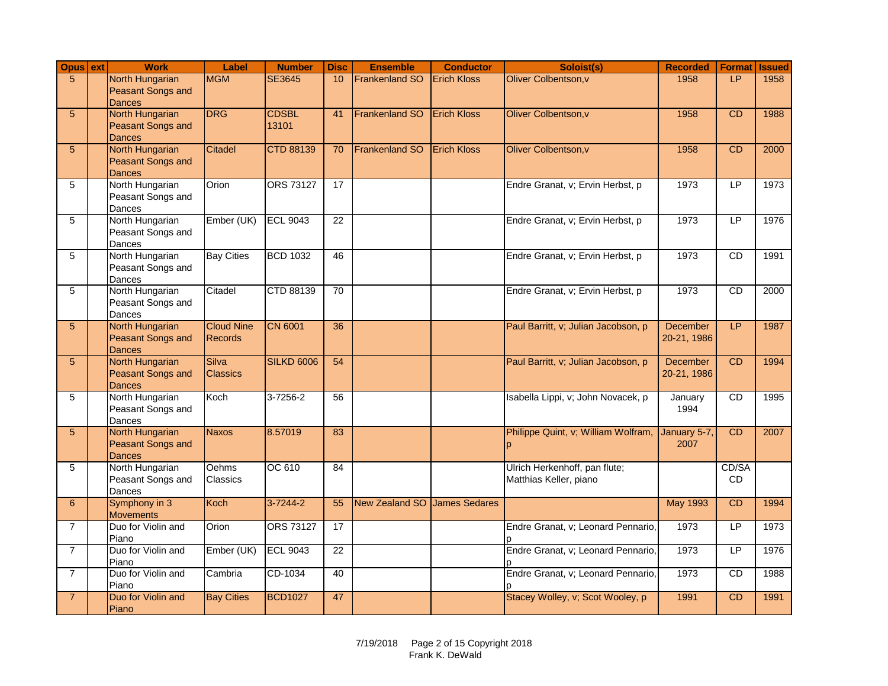| Opus | ext | Work | Label | Number | Disc | Ensemble | Conductor | Soloist(s) | Recorded | Format | Issued |
|---|---|---|---|---|---|---|---|---|---|---|---|
| 5 | | North Hungarian Peasant Songs and Dances | MGM | SE3645 | 10 | Frankenland SO | Erich Kloss | Oliver Colbentson,v | 1958 | LP | 1958 |
| 5 | | North Hungarian Peasant Songs and Dances | DRG | CDSBL 13101 | 41 | Frankenland SO | Erich Kloss | Oliver Colbentson,v | 1958 | CD | 1988 |
| 5 | | North Hungarian Peasant Songs and Dances | Citadel | CTD 88139 | 70 | Frankenland SO | Erich Kloss | Oliver Colbentson,v | 1958 | CD | 2000 |
| 5 | | North Hungarian Peasant Songs and Dances | Orion | ORS 73127 | 17 | | | Endre Granat, v; Ervin Herbst, p | 1973 | LP | 1973 |
| 5 | | North Hungarian Peasant Songs and Dances | Ember (UK) | ECL 9043 | 22 | | | Endre Granat, v; Ervin Herbst, p | 1973 | LP | 1976 |
| 5 | | North Hungarian Peasant Songs and Dances | Bay Cities | BCD 1032 | 46 | | | Endre Granat, v; Ervin Herbst, p | 1973 | CD | 1991 |
| 5 | | North Hungarian Peasant Songs and Dances | Citadel | CTD 88139 | 70 | | | Endre Granat, v; Ervin Herbst, p | 1973 | CD | 2000 |
| 5 | | North Hungarian Peasant Songs and Dances | Cloud Nine Records | CN 6001 | 36 | | | Paul Barritt, v; Julian Jacobson, p | December 20-21, 1986 | LP | 1987 |
| 5 | | North Hungarian Peasant Songs and Dances | Silva Classics | SILKD 6006 | 54 | | | Paul Barritt, v; Julian Jacobson, p | December 20-21, 1986 | CD | 1994 |
| 5 | | North Hungarian Peasant Songs and Dances | Koch | 3-7256-2 | 56 | | | Isabella Lippi, v; John Novacek, p | January 1994 | CD | 1995 |
| 5 | | North Hungarian Peasant Songs and Dances | Naxos | 8.57019 | 83 | | | Philippe Quint, v; William Wolfram, p | January 5-7, 2007 | CD | 2007 |
| 5 | | North Hungarian Peasant Songs and Dances | Oehms Classics | OC 610 | 84 | | | Ulrich Herkenhoff, pan flute; Matthias Keller, piano | | CD/SA CD | |
| 6 | | Symphony in 3 Movements | Koch | 3-7244-2 | 55 | New Zealand SO | James Sedares | | May 1993 | CD | 1994 |
| 7 | | Duo for Violin and Piano | Orion | ORS 73127 | 17 | | | Endre Granat, v; Leonard Pennario, p | 1973 | LP | 1973 |
| 7 | | Duo for Violin and Piano | Ember (UK) | ECL 9043 | 22 | | | Endre Granat, v; Leonard Pennario, p | 1973 | LP | 1976 |
| 7 | | Duo for Violin and Piano | Cambria | CD-1034 | 40 | | | Endre Granat, v; Leonard Pennario, p | 1973 | CD | 1988 |
| 7 | | Duo for Violin and Piano | Bay Cities | BCD1027 | 47 | | | Stacey Wolley, v; Scot Wooley, p | 1991 | CD | 1991 |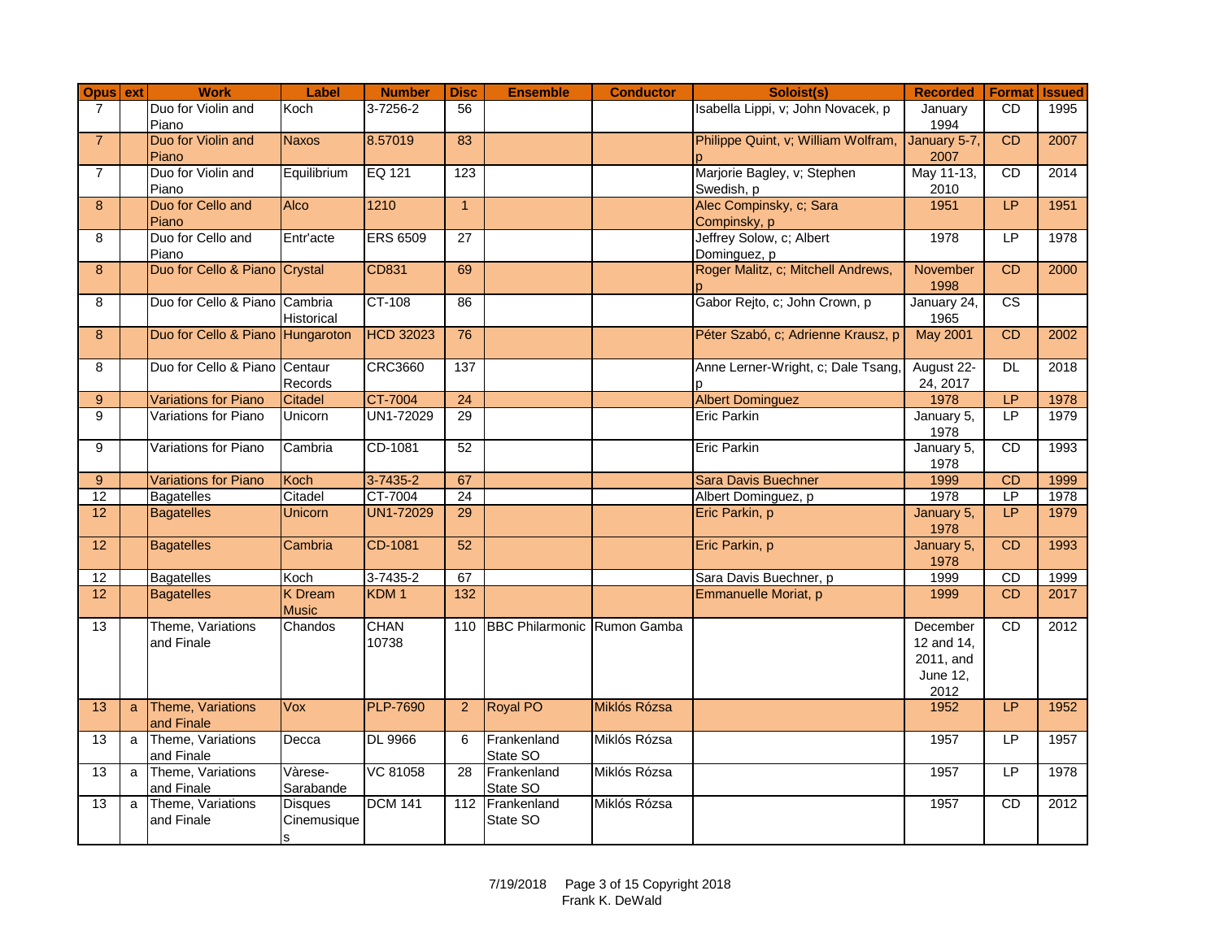| Opus | ext | Work | Label | Number | Disc | Ensemble | Conductor | Soloist(s) | Recorded | Format | Issued |
|---|---|---|---|---|---|---|---|---|---|---|---|
| 7 | | Duo for Violin and Piano | Koch | 3-7256-2 | 56 | | | Isabella Lippi, v; John Novacek, p | January 1994 | CD | 1995 |
| 7 | | Duo for Violin and Piano | Naxos | 8.57019 | 83 | | | Philippe Quint, v; William Wolfram, p | January 5-7, 2007 | CD | 2007 |
| 7 | | Duo for Violin and Piano | Equilibrium | EQ 121 | 123 | | | Marjorie Bagley, v; Stephen Swedish, p | May 11-13, 2010 | CD | 2014 |
| 8 | | Duo for Cello and Piano | Alco | 1210 | 1 | | | Alec Compinsky, c; Sara Compinsky, p | 1951 | LP | 1951 |
| 8 | | Duo for Cello and Piano | Entr'acte | ERS 6509 | 27 | | | Jeffrey Solow, c; Albert Dominguez, p | 1978 | LP | 1978 |
| 8 | | Duo for Cello & Piano | Crystal | CD831 | 69 | | | Roger Malitz, c; Mitchell Andrews, p | November 1998 | CD | 2000 |
| 8 | | Duo for Cello & Piano | Cambria Historical | CT-108 | 86 | | | Gabor Rejto, c; John Crown, p | January 24, 1965 | CS | |
| 8 | | Duo for Cello & Piano | Hungaroton | HCD 32023 | 76 | | | Péter Szabó, c; Adrienne Krausz, p | May 2001 | CD | 2002 |
| 8 | | Duo for Cello & Piano | Centaur Records | CRC3660 | 137 | | | Anne Lerner-Wright, c; Dale Tsang, p | August 22-24, 2017 | DL | 2018 |
| 9 | | Variations for Piano | Citadel | CT-7004 | 24 | | | Albert Dominguez | 1978 | LP | 1978 |
| 9 | | Variations for Piano | Unicorn | UN1-72029 | 29 | | | Eric Parkin | January 5, 1978 | LP | 1979 |
| 9 | | Variations for Piano | Cambria | CD-1081 | 52 | | | Eric Parkin | January 5, 1978 | CD | 1993 |
| 9 | | Variations for Piano | Koch | 3-7435-2 | 67 | | | Sara Davis Buechner | 1999 | CD | 1999 |
| 12 | | Bagatelles | Citadel | CT-7004 | 24 | | | Albert Dominguez, p | 1978 | LP | 1978 |
| 12 | | Bagatelles | Unicorn | UN1-72029 | 29 | | | Eric Parkin, p | January 5, 1978 | LP | 1979 |
| 12 | | Bagatelles | Cambria | CD-1081 | 52 | | | Eric Parkin, p | January 5, 1978 | CD | 1993 |
| 12 | | Bagatelles | Koch | 3-7435-2 | 67 | | | Sara Davis Buechner, p | 1999 | CD | 1999 |
| 12 | | Bagatelles | K Dream Music | KDM 1 | 132 | | | Emmanuelle Moriat, p | 1999 | CD | 2017 |
| 13 | | Theme, Variations and Finale | Chandos | CHAN 10738 | 110 | BBC Philarmonic | Rumon Gamba | | December 12 and 14, 2011, and June 12, 2012 | CD | 2012 |
| 13 | a | Theme, Variations and Finale | Vox | PLP-7690 | 2 | Royal PO | Miklós Rózsa | | 1952 | LP | 1952 |
| 13 | a | Theme, Variations and Finale | Decca | DL 9966 | 6 | Frankenland State SO | Miklós Rózsa | | 1957 | LP | 1957 |
| 13 | a | Theme, Variations and Finale | Vàrese-Sarabande | VC 81058 | 28 | Frankenland State SO | Miklós Rózsa | | 1957 | LP | 1978 |
| 13 | a | Theme, Variations and Finale | Disques Cinemusiques | DCM 141 | 112 | Frankenland State SO | Miklós Rózsa | | 1957 | CD | 2012 |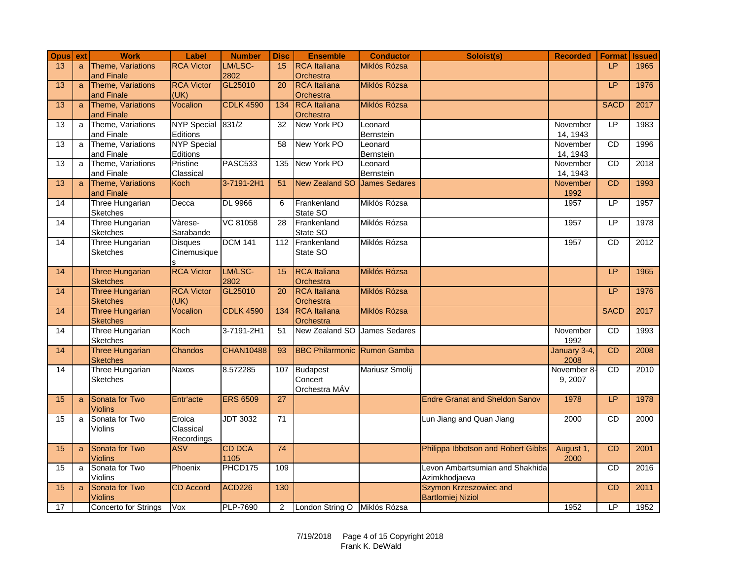| Opus | ext | Work | Label | Number | Disc | Ensemble | Conductor | Soloist(s) | Recorded | Format | Issued |
|---|---|---|---|---|---|---|---|---|---|---|---|
| 13 | a | Theme, Variations and Finale | RCA Victor | LM/LSC-2802 | 15 | RCA Italiana Orchestra | Miklós Rózsa | | | LP | 1965 |
| 13 | a | Theme, Variations and Finale | RCA Victor (UK) | GL25010 | 20 | RCA Italiana Orchestra | Miklós Rózsa | | | LP | 1976 |
| 13 | a | Theme, Variations and Finale | Vocalion | CDLK 4590 | 134 | RCA Italiana Orchestra | Miklós Rózsa | | | SACD | 2017 |
| 13 | a | Theme, Variations and Finale | NYP Special Editions | 831/2 | 32 | New York PO | Leonard Bernstein | | November 14, 1943 | LP | 1983 |
| 13 | a | Theme, Variations and Finale | NYP Special Editions | | 58 | New York PO | Leonard Bernstein | | November 14, 1943 | CD | 1996 |
| 13 | a | Theme, Variations and Finale | Pristine Classical | PASC533 | 135 | New York PO | Leonard Bernstein | | November 14, 1943 | CD | 2018 |
| 13 | a | Theme, Variations and Finale | Koch | 3-7191-2H1 | 51 | New Zealand SO | James Sedares | | November 1992 | CD | 1993 |
| 14 | | Three Hungarian Sketches | Decca | DL 9966 | 6 | Frankenland State SO | Miklós Rózsa | | 1957 | LP | 1957 |
| 14 | | Three Hungarian Sketches | Vàrese-Sarabande | VC 81058 | 28 | Frankenland State SO | Miklós Rózsa | | 1957 | LP | 1978 |
| 14 | | Three Hungarian Sketches | Disques Cinemusiques | DCM 141 | 112 | Frankenland State SO | Miklós Rózsa | | 1957 | CD | 2012 |
| 14 | | Three Hungarian Sketches | RCA Victor | LM/LSC-2802 | 15 | RCA Italiana Orchestra | Miklós Rózsa | | | LP | 1965 |
| 14 | | Three Hungarian Sketches | RCA Victor (UK) | GL25010 | 20 | RCA Italiana Orchestra | Miklós Rózsa | | | LP | 1976 |
| 14 | | Three Hungarian Sketches | Vocalion | CDLK 4590 | 134 | RCA Italiana Orchestra | Miklós Rózsa | | | SACD | 2017 |
| 14 | | Three Hungarian Sketches | Koch | 3-7191-2H1 | 51 | New Zealand SO | James Sedares | | November 1992 | CD | 1993 |
| 14 | | Three Hungarian Sketches | Chandos | CHAN10488 | 93 | BBC Philharmonic | Rumon Gamba | | January 3-4, 2008 | CD | 2008 |
| 14 | | Three Hungarian Sketches | Naxos | 8.572285 | 107 | Budapest Concert Orchestra MÁV | Mariusz Smolij | | November 8-9, 2007 | CD | 2010 |
| 15 | a | Sonata for Two Violins | Entr'acte | ERS 6509 | 27 | | | Endre Granat and Sheldon Sanov | 1978 | LP | 1978 |
| 15 | a | Sonata for Two Violins | Eroica Classical Recordings | JDT 3032 | 71 | | | Lun Jiang and Quan Jiang | 2000 | CD | 2000 |
| 15 | a | Sonata for Two Violins | ASV | CD DCA 1105 | 74 | | | Philippa Ibbotson and Robert Gibbs | August 1, 2000 | CD | 2001 |
| 15 | a | Sonata for Two Violins | Phoenix | PHCD175 | 109 | | | Levon Ambartsumian and Shakhida Azimkhodjaeva | | CD | 2016 |
| 15 | a | Sonata for Two Violins | CD Accord | ACD226 | 130 | | | Szymon Krzeszowiec and Bartlomiej Niziol | | CD | 2011 |
| 17 | | Concerto for Strings | Vox | PLP-7690 | 2 | London String O | Miklós Rózsa | | 1952 | LP | 1952 |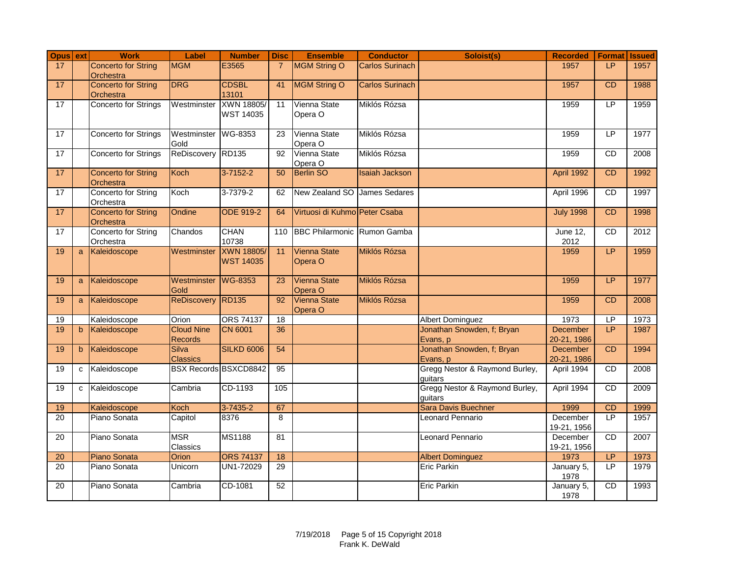| Opus | ext | Work | Label | Number | Disc | Ensemble | Conductor | Soloist(s) | Recorded | Format | Issued |
|---|---|---|---|---|---|---|---|---|---|---|---|
| 17 | | Concerto for String Orchestra | MGM | E3565 | 7 | MGM String O | Carlos Surinach | | 1957 | LP | 1957 |
| 17 | | Concerto for String Orchestra | DRG | CDSBL 13101 | 41 | MGM String O | Carlos Surinach | | 1957 | CD | 1988 |
| 17 | | Concerto for Strings | Westminster | XWN 18805/ WST 14035 | 11 | Vienna State Opera O | Miklós Rózsa | | 1959 | LP | 1959 |
| 17 | | Concerto for Strings | Westminster Gold | WG-8353 | 23 | Vienna State Opera O | Miklós Rózsa | | 1959 | LP | 1977 |
| 17 | | Concerto for Strings | ReDiscovery | RD135 | 92 | Vienna State Opera O | Miklós Rózsa | | 1959 | CD | 2008 |
| 17 | | Concerto for String Orchestra | Koch | 3-7152-2 | 50 | Berlin SO | Isaiah Jackson | | April 1992 | CD | 1992 |
| 17 | | Concerto for String Orchestra | Koch | 3-7379-2 | 62 | New Zealand SO | James Sedares | | April 1996 | CD | 1997 |
| 17 | | Concerto for String Orchestra | Ondine | ODE 919-2 | 64 | Virtuosi di Kuhmo | Peter Csaba | | July 1998 | CD | 1998 |
| 17 | | Concerto for String Orchestra | Chandos | CHAN 10738 | 110 | BBC Philarmonic | Rumon Gamba | | June 12, 2012 | CD | 2012 |
| 19 | a | Kaleidoscope | Westminster | XWN 18805/ WST 14035 | 11 | Vienna State Opera O | Miklós Rózsa | | 1959 | LP | 1959 |
| 19 | a | Kaleidoscope | Westminster Gold | WG-8353 | 23 | Vienna State Opera O | Miklós Rózsa | | 1959 | LP | 1977 |
| 19 | a | Kaleidoscope | ReDiscovery | RD135 | 92 | Vienna State Opera O | Miklós Rózsa | | 1959 | CD | 2008 |
| 19 | | Kaleidoscope | Orion | ORS 74137 | 18 | | | Albert Dominguez | 1973 | LP | 1973 |
| 19 | b | Kaleidoscope | Cloud Nine Records | CN 6001 | 36 | | | Jonathan Snowden, f; Bryan Evans, p | December 20-21, 1986 | LP | 1987 |
| 19 | b | Kaleidoscope | Silva Classics | SILKD 6006 | 54 | | | Jonathan Snowden, f; Bryan Evans, p | December 20-21, 1986 | CD | 1994 |
| 19 | c | Kaleidoscope | BSX Records | BSXCD8842 | 95 | | | Gregg Nestor & Raymond Burley, guitars | April 1994 | CD | 2008 |
| 19 | c | Kaleidoscope | Cambria | CD-1193 | 105 | | | Gregg Nestor & Raymond Burley, guitars | April 1994 | CD | 2009 |
| 19 | | Kaleidoscope | Koch | 3-7435-2 | 67 | | | Sara Davis Buechner | 1999 | CD | 1999 |
| 20 | | Piano Sonata | Capitol | 8376 | 8 | | | Leonard Pennario | December 19-21, 1956 | LP | 1957 |
| 20 | | Piano Sonata | MSR Classics | MS1188 | 81 | | | Leonard Pennario | December 19-21, 1956 | CD | 2007 |
| 20 | | Piano Sonata | Orion | ORS 74137 | 18 | | | Albert Dominguez | 1973 | LP | 1973 |
| 20 | | Piano Sonata | Unicorn | UN1-72029 | 29 | | | Eric Parkin | January 5, 1978 | LP | 1979 |
| 20 | | Piano Sonata | Cambria | CD-1081 | 52 | | | Eric Parkin | January 5, 1978 | CD | 1993 |

7/19/2018 Copyright 2018 Frank K. DeWald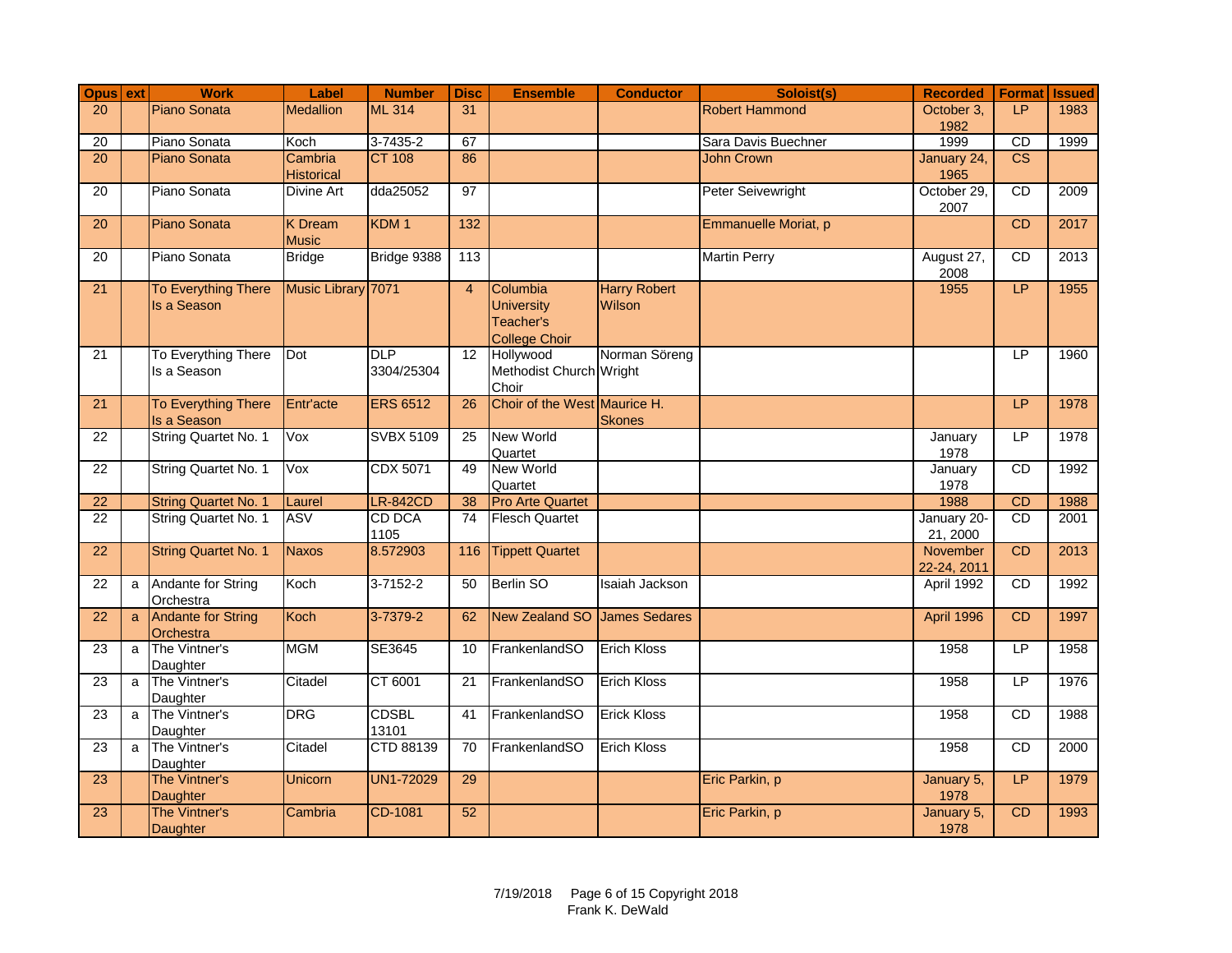| Opus | ext | Work | Label | Number | Disc | Ensemble | Conductor | Soloist(s) | Recorded | Format | Issued |
|---|---|---|---|---|---|---|---|---|---|---|---|
| 20 | | Piano Sonata | Medallion | ML 314 | 31 | | | Robert Hammond | October 3, 1982 | LP | 1983 |
| 20 | | Piano Sonata | Koch | 3-7435-2 | 67 | | | Sara Davis Buechner | 1999 | CD | 1999 |
| 20 | | Piano Sonata | Cambria Historical | CT 108 | 86 | | | John Crown | January 24, 1965 | CS | |
| 20 | | Piano Sonata | Divine Art | dda25052 | 97 | | | Peter Seivewright | October 29, 2007 | CD | 2009 |
| 20 | | Piano Sonata | K Dream Music | KDM 1 | 132 | | | Emmanuelle Moriat, p | | CD | 2017 |
| 20 | | Piano Sonata | Bridge | Bridge 9388 | 113 | | | Martin Perry | August 27, 2008 | CD | 2013 |
| 21 | | To Everything There Is a Season | Music Library | 7071 | 4 | Columbia University Teacher's College Choir | Harry Robert Wilson | | 1955 | LP | 1955 |
| 21 | | To Everything There Is a Season | Dot | DLP 3304/25304 | 12 | Hollywood Methodist Church Choir | Norman Söreng Wright | | | LP | 1960 |
| 21 | | To Everything There Is a Season | Entr'acte | ERS 6512 | 26 | Choir of the West | Maurice H. Skones | | | LP | 1978 |
| 22 | | String Quartet No. 1 | Vox | SVBX 5109 | 25 | New World Quartet | | | January 1978 | LP | 1978 |
| 22 | | String Quartet No. 1 | Vox | CDX 5071 | 49 | New World Quartet | | | January 1978 | CD | 1992 |
| 22 | | String Quartet No. 1 | Laurel | LR-842CD | 38 | Pro Arte Quartet | | | 1988 | CD | 1988 |
| 22 | | String Quartet No. 1 | ASV | CD DCA 1105 | 74 | Flesch Quartet | | | January 20-21, 2000 | CD | 2001 |
| 22 | | String Quartet No. 1 | Naxos | 8.572903 | 116 | Tippett Quartet | | | November 22-24, 2011 | CD | 2013 |
| 22 | a | Andante for String Orchestra | Koch | 3-7152-2 | 50 | Berlin SO | Isaiah Jackson | | April 1992 | CD | 1992 |
| 22 | a | Andante for String Orchestra | Koch | 3-7379-2 | 62 | New Zealand SO | James Sedares | | April 1996 | CD | 1997 |
| 23 | a | The Vintner's Daughter | MGM | SE3645 | 10 | FrankenlandSO | Erich Kloss | | 1958 | LP | 1958 |
| 23 | a | The Vintner's Daughter | Citadel | CT 6001 | 21 | FrankenlandSO | Erich Kloss | | 1958 | LP | 1976 |
| 23 | a | The Vintner's Daughter | DRG | CDSBL 13101 | 41 | FrankenlandSO | Erick Kloss | | 1958 | CD | 1988 |
| 23 | a | The Vintner's Daughter | Citadel | CTD 88139 | 70 | FrankenlandSO | Erich Kloss | | 1958 | CD | 2000 |
| 23 | | The Vintner's Daughter | Unicorn | UN1-72029 | 29 | | | Eric Parkin, p | January 5, 1978 | LP | 1979 |
| 23 | | The Vintner's Daughter | Cambria | CD-1081 | 52 | | | Eric Parkin, p | January 5, 1978 | CD | 1993 |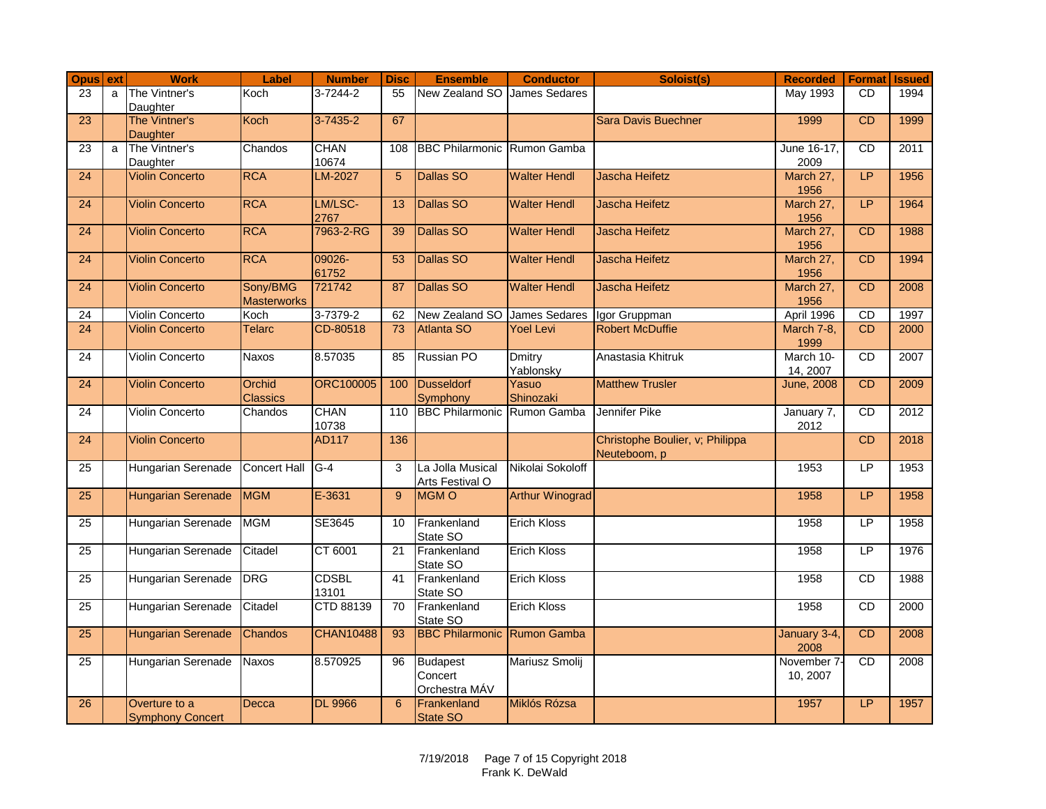| Opus | ext | Work | Label | Number | Disc | Ensemble | Conductor | Soloist(s) | Recorded | Format | Issued |
|---|---|---|---|---|---|---|---|---|---|---|---|
| 23 | a | The Vintner's Daughter | Koch | 3-7244-2 | 55 | New Zealand SO | James Sedares | | May 1993 | CD | 1994 |
| 23 | | The Vintner's Daughter | Koch | 3-7435-2 | 67 | | | Sara Davis Buechner | 1999 | CD | 1999 |
| 23 | a | The Vintner's Daughter | Chandos | CHAN 10674 | 108 | BBC Philharmonic | Rumon Gamba | | June 16-17, 2009 | CD | 2011 |
| 24 | | Violin Concerto | RCA | LM-2027 | 5 | Dallas SO | Walter Hendl | Jascha Heifetz | March 27, 1956 | LP | 1956 |
| 24 | | Violin Concerto | RCA | LM/LSC-2767 | 13 | Dallas SO | Walter Hendl | Jascha Heifetz | March 27, 1956 | LP | 1964 |
| 24 | | Violin Concerto | RCA | 7963-2-RG | 39 | Dallas SO | Walter Hendl | Jascha Heifetz | March 27, 1956 | CD | 1988 |
| 24 | | Violin Concerto | RCA | 09026-61752 | 53 | Dallas SO | Walter Hendl | Jascha Heifetz | March 27, 1956 | CD | 1994 |
| 24 | | Violin Concerto | Sony/BMG Masterworks | 721742 | 87 | Dallas SO | Walter Hendl | Jascha Heifetz | March 27, 1956 | CD | 2008 |
| 24 | | Violin Concerto | Koch | 3-7379-2 | 62 | New Zealand SO | James Sedares | Igor Gruppman | April 1996 | CD | 1997 |
| 24 | | Violin Concerto | Telarc | CD-80518 | 73 | Atlanta SO | Yoel Levi | Robert McDuffie | March 7-8, 1999 | CD | 2000 |
| 24 | | Violin Concerto | Naxos | 8.57035 | 85 | Russian PO | Dmitry Yablonsky | Anastasia Khitruk | March 10-14, 2007 | CD | 2007 |
| 24 | | Violin Concerto | Orchid Classics | ORC100005 | 100 | Dusseldorf Symphony | Yasuo Shinozaki | Matthew Trusler | June, 2008 | CD | 2009 |
| 24 | | Violin Concerto | Chandos | CHAN 10738 | 110 | BBC Philharmonic | Rumon Gamba | Jennifer Pike | January 7, 2012 | CD | 2012 |
| 24 | | Violin Concerto | | AD117 | 136 | | | Christophe Boulier, v; Philippa Neuteboom, p | | CD | 2018 |
| 25 | | Hungarian Serenade | Concert Hall | G-4 | 3 | La Jolla Musical Arts Festival O | Nikolai Sokoloff | | 1953 | LP | 1953 |
| 25 | | Hungarian Serenade | MGM | E-3631 | 9 | MGM O | Arthur Winograd | | 1958 | LP | 1958 |
| 25 | | Hungarian Serenade | MGM | SE3645 | 10 | Frankenland State SO | Erich Kloss | | 1958 | LP | 1958 |
| 25 | | Hungarian Serenade | Citadel | CT 6001 | 21 | Frankenland State SO | Erich Kloss | | 1958 | LP | 1976 |
| 25 | | Hungarian Serenade | DRG | CDSBL 13101 | 41 | Frankenland State SO | Erich Kloss | | 1958 | CD | 1988 |
| 25 | | Hungarian Serenade | Citadel | CTD 88139 | 70 | Frankenland State SO | Erich Kloss | | 1958 | CD | 2000 |
| 25 | | Hungarian Serenade | Chandos | CHAN10488 | 93 | BBC Philharmonic | Rumon Gamba | | January 3-4, 2008 | CD | 2008 |
| 25 | | Hungarian Serenade | Naxos | 8.570925 | 96 | Budapest Concert Orchestra MÁV | Mariusz Smolij | | November 7-10, 2007 | CD | 2008 |
| 26 | | Overture to a Symphony Concert | Decca | DL 9966 | 6 | Frankenland State SO | Miklós Rózsa | | 1957 | LP | 1957 |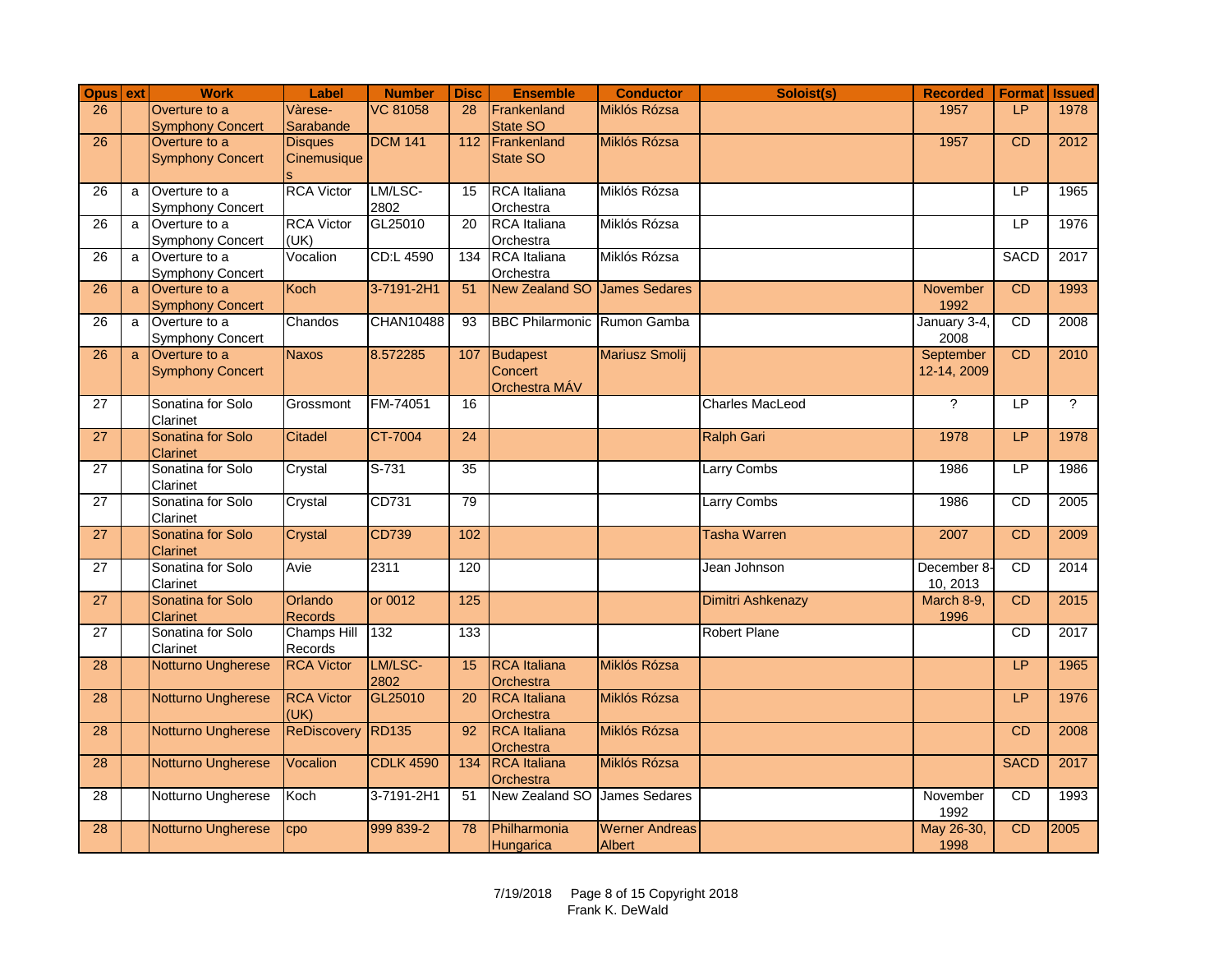| Opus | ext | Work | Label | Number | Disc | Ensemble | Conductor | Soloist(s) | Recorded | Format | Issued |
|---|---|---|---|---|---|---|---|---|---|---|---|
| 26 | | Overture to a Symphony Concert | Vàrese-Sarabande | VC 81058 | 28 | Frankenland State SO | Miklós Rózsa | | 1957 | LP | 1978 |
| 26 | | Overture to a Symphony Concert | Disques Cinemusiques | DCM 141 | 112 | Frankenland State SO | Miklós Rózsa | | 1957 | CD | 2012 |
| 26 | a | Overture to a Symphony Concert | RCA Victor | LM/LSC-2802 | 15 | RCA Italiana Orchestra | Miklós Rózsa | | | LP | 1965 |
| 26 | a | Overture to a Symphony Concert | RCA Victor (UK) | GL25010 | 20 | RCA Italiana Orchestra | Miklós Rózsa | | | LP | 1976 |
| 26 | a | Overture to a Symphony Concert | Vocalion | CD:L 4590 | 134 | RCA Italiana Orchestra | Miklós Rózsa | | | SACD | 2017 |
| 26 | a | Overture to a Symphony Concert | Koch | 3-7191-2H1 | 51 | New Zealand SO | James Sedares | | November 1992 | CD | 1993 |
| 26 | a | Overture to a Symphony Concert | Chandos | CHAN10488 | 93 | BBC Philharmonic | Rumon Gamba | | January 3-4, 2008 | CD | 2008 |
| 26 | a | Overture to a Symphony Concert | Naxos | 8.572285 | 107 | Budapest Concert Orchestra MÁV | Mariusz Smolij | | September 12-14, 2009 | CD | 2010 |
| 27 | | Sonatina for Solo Clarinet | Grossmont | FM-74051 | 16 | | | Charles MacLeod | ? | LP | ? |
| 27 | | Sonatina for Solo Clarinet | Citadel | CT-7004 | 24 | | | Ralph Gari | 1978 | LP | 1978 |
| 27 | | Sonatina for Solo Clarinet | Crystal | S-731 | 35 | | | Larry Combs | 1986 | LP | 1986 |
| 27 | | Sonatina for Solo Clarinet | Crystal | CD731 | 79 | | | Larry Combs | 1986 | CD | 2005 |
| 27 | | Sonatina for Solo Clarinet | Crystal | CD739 | 102 | | | Tasha Warren | 2007 | CD | 2009 |
| 27 | | Sonatina for Solo Clarinet | Avie | 2311 | 120 | | | Jean Johnson | December 8-10, 2013 | CD | 2014 |
| 27 | | Sonatina for Solo Clarinet | Orlando Records | or 0012 | 125 | | | Dimitri Ashkenazy | March 8-9, 1996 | CD | 2015 |
| 27 | | Sonatina for Solo Clarinet | Champs Hill Records | 132 | 133 | | | Robert Plane | | CD | 2017 |
| 28 | | Notturno Ungherese | RCA Victor | LM/LSC-2802 | 15 | RCA Italiana Orchestra | Miklós Rózsa | | | LP | 1965 |
| 28 | | Notturno Ungherese | RCA Victor (UK) | GL25010 | 20 | RCA Italiana Orchestra | Miklós Rózsa | | | LP | 1976 |
| 28 | | Notturno Ungherese | ReDiscovery | RD135 | 92 | RCA Italiana Orchestra | Miklós Rózsa | | | CD | 2008 |
| 28 | | Notturno Ungherese | Vocalion | CDLK 4590 | 134 | RCA Italiana Orchestra | Miklós Rózsa | | | SACD | 2017 |
| 28 | | Notturno Ungherese | Koch | 3-7191-2H1 | 51 | New Zealand SO | James Sedares | | November 1992 | CD | 1993 |
| 28 | | Notturno Ungherese | cpo | 999 839-2 | 78 | Philharmonia Hungarica | Werner Andreas Albert | | May 26-30, 1998 | CD | 2005 |

7/19/2018 Copyright 2018 Frank K. DeWald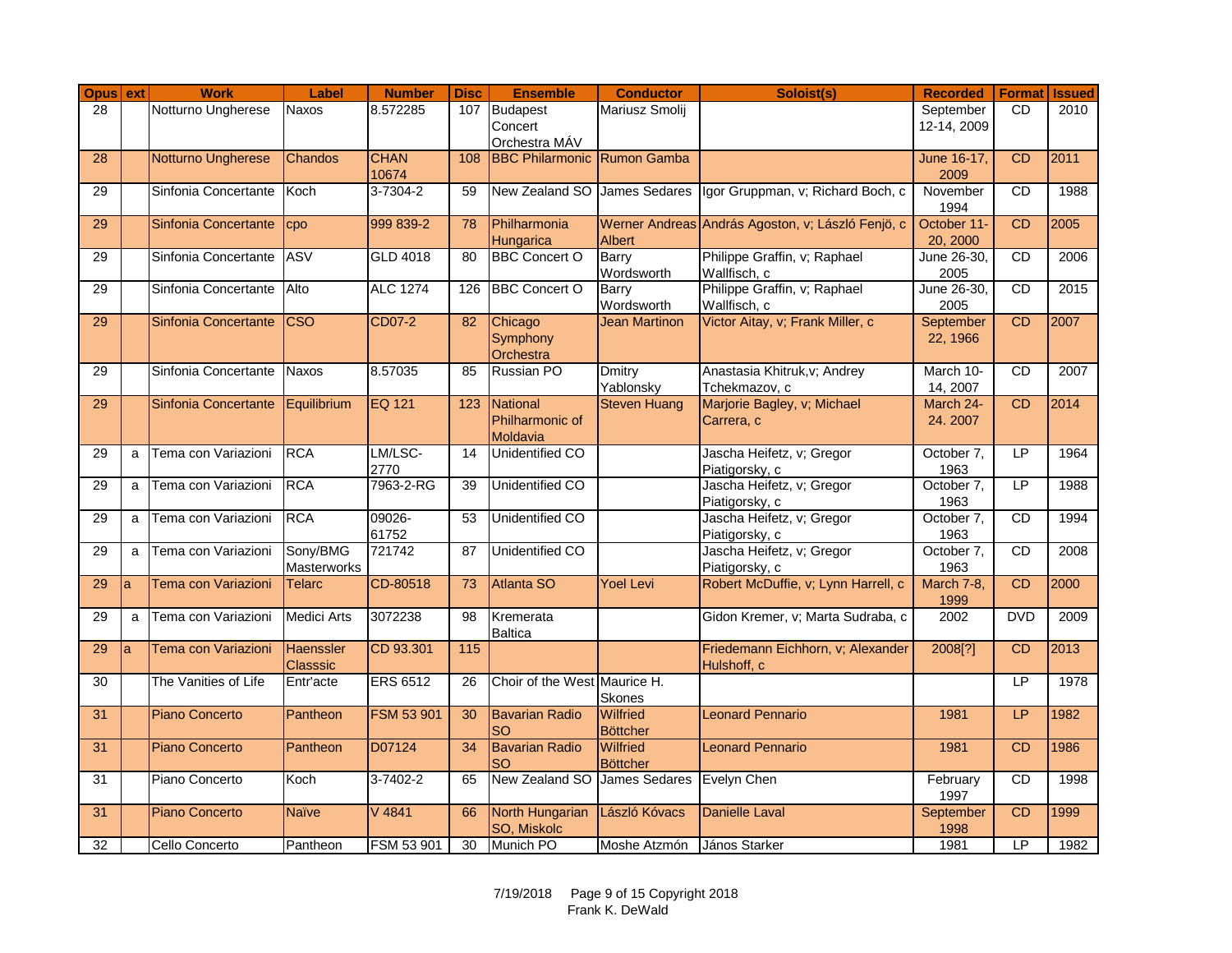| Opus | ext | Work | Label | Number | Disc | Ensemble | Conductor | Soloist(s) | Recorded | Format | Issued |
|---|---|---|---|---|---|---|---|---|---|---|---|
| 28 | | Notturno Ungherese | Naxos | 8.572285 | 107 | Budapest Concert Orchestra MÁV | Mariusz Smolij | | September 12-14, 2009 | CD | 2010 |
| 28 | | Notturno Ungherese | Chandos | CHAN 10674 | 108 | BBC Philarmonic | Rumon Gamba | | June 16-17, 2009 | CD | 2011 |
| 29 | | Sinfonia Concertante | Koch | 3-7304-2 | 59 | New Zealand SO | James Sedares | Igor Gruppman, v; Richard Boch, c | November 1994 | CD | 1988 |
| 29 | | Sinfonia Concertante | cpo | 999 839-2 | 78 | Philharmonia Hungarica | Werner Andreas Albert | András Agoston, v; László Fenjö, c | October 11-20, 2000 | CD | 2005 |
| 29 | | Sinfonia Concertante | ASV | GLD 4018 | 80 | BBC Concert O | Barry Wordsworth | Philippe Graffin, v; Raphael Wallfisch, c | June 26-30, 2005 | CD | 2006 |
| 29 | | Sinfonia Concertante | Alto | ALC 1274 | 126 | BBC Concert O | Barry Wordsworth | Philippe Graffin, v; Raphael Wallfisch, c | June 26-30, 2005 | CD | 2015 |
| 29 | | Sinfonia Concertante | CSO | CD07-2 | 82 | Chicago Symphony Orchestra | Jean Martinon | Victor Aitay, v; Frank Miller, c | September 22, 1966 | CD | 2007 |
| 29 | | Sinfonia Concertante | Naxos | 8.57035 | 85 | Russian PO | Dmitry Yablonsky | Anastasia Khitruk,v; Andrey Tchekmazov, c | March 10-14, 2007 | CD | 2007 |
| 29 | | Sinfonia Concertante | Equilibrium | EQ 121 | 123 | National Philharmonic of Moldavia | Steven Huang | Marjorie Bagley, v; Michael Carrera, c | March 24-24. 2007 | CD | 2014 |
| 29 | a | Tema con Variazioni | RCA | LM/LSC-2770 | 14 | Unidentified CO | | Jascha Heifetz, v; Gregor Piatigorsky, c | October 7, 1963 | LP | 1964 |
| 29 | a | Tema con Variazioni | RCA | 7963-2-RG | 39 | Unidentified CO | | Jascha Heifetz, v; Gregor Piatigorsky, c | October 7, 1963 | LP | 1988 |
| 29 | a | Tema con Variazioni | RCA | 09026-61752 | 53 | Unidentified CO | | Jascha Heifetz, v; Gregor Piatigorsky, c | October 7, 1963 | CD | 1994 |
| 29 | a | Tema con Variazioni | Sony/BMG Masterworks | 721742 | 87 | Unidentified CO | | Jascha Heifetz, v; Gregor Piatigorsky, c | October 7, 1963 | CD | 2008 |
| 29 | a | Tema con Variazioni | Telarc | CD-80518 | 73 | Atlanta SO | Yoel Levi | Robert McDuffie, v; Lynn Harrell, c | March 7-8, 1999 | CD | 2000 |
| 29 | a | Tema con Variazioni | Medici Arts | 3072238 | 98 | Kremerata Baltica | | Gidon Kremer, v; Marta Sudraba, c | 2002 | DVD | 2009 |
| 29 | a | Tema con Variazioni | Haenssler Classsic | CD 93.301 | 115 | | | Friedemann Eichhorn, v; Alexander Hulshoff, c | 2008[?] | CD | 2013 |
| 30 | | The Vanities of Life | Entr'acte | ERS 6512 | 26 | Choir of the West | Maurice H. Skones | | | LP | 1978 |
| 31 | | Piano Concerto | Pantheon | FSM 53 901 | 30 | Bavarian Radio SO | Wilfried Böttcher | Leonard Pennario | 1981 | LP | 1982 |
| 31 | | Piano Concerto | Pantheon | D07124 | 34 | Bavarian Radio SO | Wilfried Böttcher | Leonard Pennario | 1981 | CD | 1986 |
| 31 | | Piano Concerto | Koch | 3-7402-2 | 65 | New Zealand SO | James Sedares | Evelyn Chen | February 1997 | CD | 1998 |
| 31 | | Piano Concerto | Naïve | V 4841 | 66 | North Hungarian SO, Miskolc | László Kóvacs | Danielle Laval | September 1998 | CD | 1999 |
| 32 | | Cello Concerto | Pantheon | FSM 53 901 | 30 | Munich PO | Moshe Atzmón | János Starker | 1981 | LP | 1982 |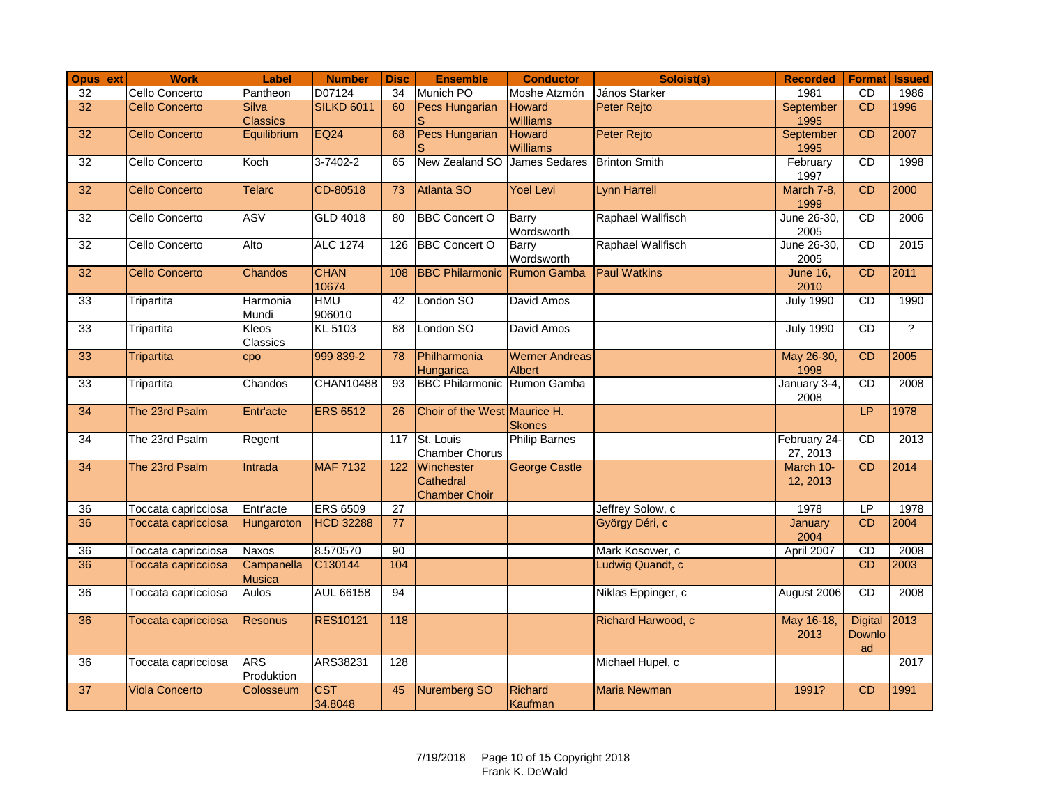| Opus | ext | Work | Label | Number | Disc | Ensemble | Conductor | Soloist(s) | Recorded | Format | Issued |
| --- | --- | --- | --- | --- | --- | --- | --- | --- | --- | --- | --- |
| 32 | | Cello Concerto | Pantheon | D07124 | 34 | Munich PO | Moshe Atzmón | János Starker | 1981 | CD | 1986 |
| 32 | | Cello Concerto | Silva Classics | SILKD 6011 | 60 | Pecs Hungarian S | Howard Williams | Peter Rejto | September 1995 | CD | 1996 |
| 32 | | Cello Concerto | Equilibrium | EQ24 | 68 | Pecs Hungarian S | Howard Williams | Peter Rejto | September 1995 | CD | 2007 |
| 32 | | Cello Concerto | Koch | 3-7402-2 | 65 | New Zealand SO | James Sedares | Brinton Smith | February 1997 | CD | 1998 |
| 32 | | Cello Concerto | Telarc | CD-80518 | 73 | Atlanta SO | Yoel Levi | Lynn Harrell | March 7-8, 1999 | CD | 2000 |
| 32 | | Cello Concerto | ASV | GLD 4018 | 80 | BBC Concert O | Barry Wordsworth | Raphael Wallfisch | June 26-30, 2005 | CD | 2006 |
| 32 | | Cello Concerto | Alto | ALC 1274 | 126 | BBC Concert O | Barry Wordsworth | Raphael Wallfisch | June 26-30, 2005 | CD | 2015 |
| 32 | | Cello Concerto | Chandos | CHAN 10674 | 108 | BBC Philarmonic | Rumon Gamba | Paul Watkins | June 16, 2010 | CD | 2011 |
| 33 | | Tripartita | Harmonia Mundi | HMU 906010 | 42 | London SO | David Amos | | July 1990 | CD | 1990 |
| 33 | | Tripartita | Kleos Classics | KL 5103 | 88 | London SO | David Amos | | July 1990 | CD | ? |
| 33 | | Tripartita | cpo | 999 839-2 | 78 | Philharmonia Hungarica | Werner Andreas Albert | | May 26-30, 1998 | CD | 2005 |
| 33 | | Tripartita | Chandos | CHAN10488 | 93 | BBC Philharmonic | Rumon Gamba | | January 3-4, 2008 | CD | 2008 |
| 34 | | The 23rd Psalm | Entr'acte | ERS 6512 | 26 | Choir of the West | Maurice H. Skones | | | LP | 1978 |
| 34 | | The 23rd Psalm | Regent | | 117 | St. Louis Chamber Chorus | Philip Barnes | | February 24-27, 2013 | CD | 2013 |
| 34 | | The 23rd Psalm | Intrada | MAF 7132 | 122 | Winchester Cathedral Chamber Choir | George Castle | | March 10-12, 2013 | CD | 2014 |
| 36 | | Toccata capricciosa | Entr'acte | ERS 6509 | 27 | | | Jeffrey Solow, c | 1978 | LP | 1978 |
| 36 | | Toccata capricciosa | Hungaroton | HCD 32288 | 77 | | | György Déri, c | January 2004 | CD | 2004 |
| 36 | | Toccata capricciosa | Naxos | 8.570570 | 90 | | | Mark Kosower, c | April 2007 | CD | 2008 |
| 36 | | Toccata capricciosa | Campanella Musica | C130144 | 104 | | | Ludwig Quandt, c | | CD | 2003 |
| 36 | | Toccata capricciosa | Aulos | AUL 66158 | 94 | | | Niklas Eppinger, c | August 2006 | CD | 2008 |
| 36 | | Toccata capricciosa | Resonus | RES10121 | 118 | | | Richard Harwood, c | May 16-18, 2013 | Digital Download | 2013 |
| 36 | | Toccata capricciosa | ARS Produktion | ARS38231 | 128 | | | Michael Hupel, c | | | 2017 |
| 37 | | Viola Concerto | Colosseum | CST 34.8048 | 45 | Nuremberg SO | Richard Kaufman | Maria Newman | 1991? | CD | 1991 |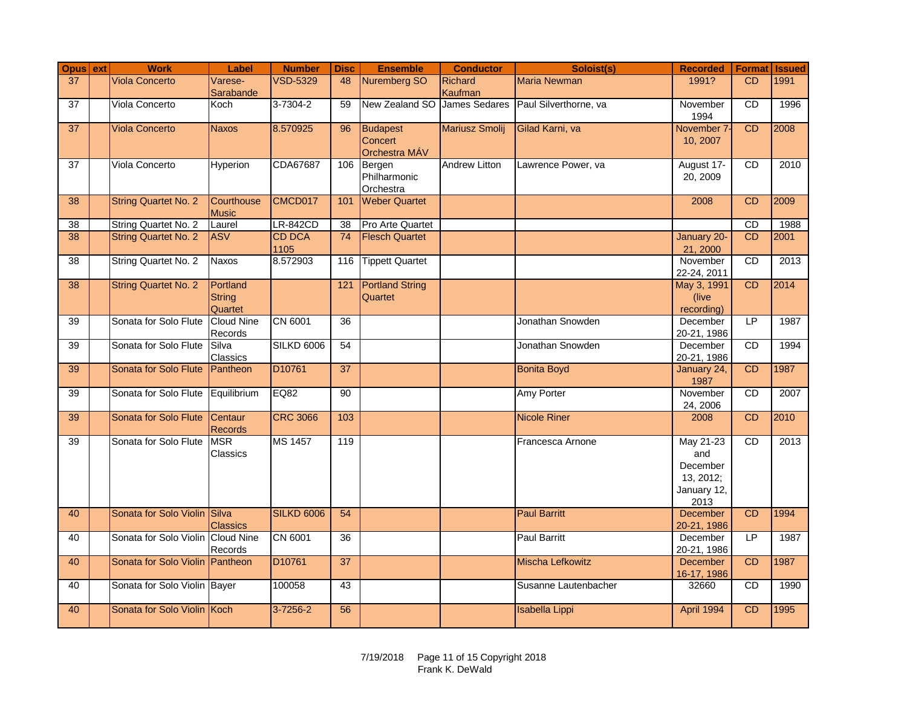| Opus | ext | Work | Label | Number | Disc | Ensemble | Conductor | Soloist(s) | Recorded | Format | Issued |
|---|---|---|---|---|---|---|---|---|---|---|---|
| 37 | | Viola Concerto | Varese-Sarabande | VSD-5329 | 48 | Nuremberg SO | Richard Kaufman | Maria Newman | 1991? | CD | 1991 |
| 37 | | Viola Concerto | Koch | 3-7304-2 | 59 | New Zealand SO | James Sedares | Paul Silverthorne, va | November 1994 | CD | 1996 |
| 37 | | Viola Concerto | Naxos | 8.570925 | 96 | Budapest Concert Orchestra MÁV | Mariusz Smolij | Gilad Karni, va | November 7-10, 2007 | CD | 2008 |
| 37 | | Viola Concerto | Hyperion | CDA67687 | 106 | Bergen Philharmonic Orchestra | Andrew Litton | Lawrence Power, va | August 17-20, 2009 | CD | 2010 |
| 38 | | String Quartet No. 2 | Courthouse Music | CMCD017 | 101 | Weber Quartet | | | 2008 | CD | 2009 |
| 38 | | String Quartet No. 2 | Laurel | LR-842CD | 38 | Pro Arte Quartet | | | | CD | 1988 |
| 38 | | String Quartet No. 2 | ASV | CD DCA 1105 | 74 | Flesch Quartet | | | January 20-21, 2000 | CD | 2001 |
| 38 | | String Quartet No. 2 | Naxos | 8.572903 | 116 | Tippett Quartet | | | November 22-24, 2011 | CD | 2013 |
| 38 | | String Quartet No. 2 | Portland String Quartet | | 121 | Portland String Quartet | | | May 3, 1991 (live recording) | CD | 2014 |
| 39 | | Sonata for Solo Flute | Cloud Nine Records | CN 6001 | 36 | | | Jonathan Snowden | December 20-21, 1986 | LP | 1987 |
| 39 | | Sonata for Solo Flute | Silva Classics | SILKD 6006 | 54 | | | Jonathan Snowden | December 20-21, 1986 | CD | 1994 |
| 39 | | Sonata for Solo Flute | Pantheon | D10761 | 37 | | | Bonita Boyd | January 24, 1987 | CD | 1987 |
| 39 | | Sonata for Solo Flute | Equilibrium | EQ82 | 90 | | | Amy Porter | November 24, 2006 | CD | 2007 |
| 39 | | Sonata for Solo Flute | Centaur Records | CRC 3066 | 103 | | | Nicole Riner | 2008 | CD | 2010 |
| 39 | | Sonata for Solo Flute | MSR Classics | MS 1457 | 119 | | | Francesca Arnone | May 21-23 and December 13, 2012; January 12, 2013 | CD | 2013 |
| 40 | | Sonata for Solo Violin | Silva Classics | SILKD 6006 | 54 | | | Paul Barritt | December 20-21, 1986 | CD | 1994 |
| 40 | | Sonata for Solo Violin | Cloud Nine Records | CN 6001 | 36 | | | Paul Barritt | December 20-21, 1986 | LP | 1987 |
| 40 | | Sonata for Solo Violin | Pantheon | D10761 | 37 | | | Mischa Lefkowitz | December 16-17, 1986 | CD | 1987 |
| 40 | | Sonata for Solo Violin | Bayer | 100058 | 43 | | | Susanne Lautenbacher | 32660 | CD | 1990 |
| 40 | | Sonata for Solo Violin | Koch | 3-7256-2 | 56 | | | Isabella Lippi | April 1994 | CD | 1995 |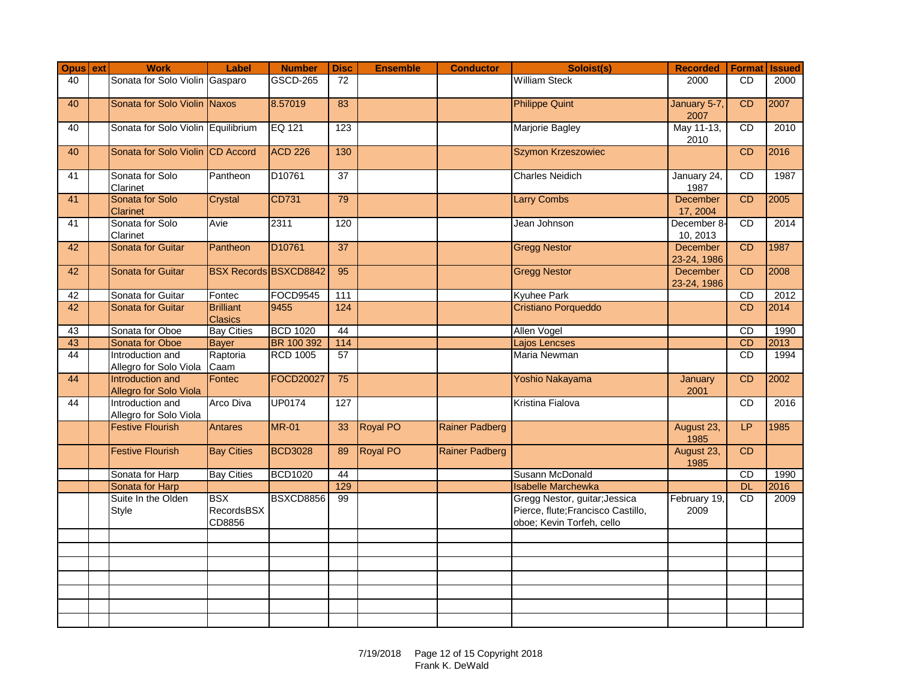| Opus | ext | Work | Label | Number | Disc | Ensemble | Conductor | Soloist(s) | Recorded | Format | Issued |
|---|---|---|---|---|---|---|---|---|---|---|---|
| 40 | | Sonata for Solo Violin | Gasparo | GSCD-265 | 72 | | | William Steck | 2000 | CD | 2000 |
| 40 | | Sonata for Solo Violin | Naxos | 8.57019 | 83 | | | Philippe Quint | January 5-7, 2007 | CD | 2007 |
| 40 | | Sonata for Solo Violin | Equilibrium | EQ 121 | 123 | | | Marjorie Bagley | May 11-13, 2010 | CD | 2010 |
| 40 | | Sonata for Solo Violin | CD Accord | ACD 226 | 130 | | | Szymon Krzeszowiec | | CD | 2016 |
| 41 | | Sonata for Solo Clarinet | Pantheon | D10761 | 37 | | | Charles Neidich | January 24, 1987 | CD | 1987 |
| 41 | | Sonata for Solo Clarinet | Crystal | CD731 | 79 | | | Larry Combs | December 17, 2004 | CD | 2005 |
| 41 | | Sonata for Solo Clarinet | Avie | 2311 | 120 | | | Jean Johnson | December 8-10, 2013 | CD | 2014 |
| 42 | | Sonata for Guitar | Pantheon | D10761 | 37 | | | Gregg Nestor | December 23-24, 1986 | CD | 1987 |
| 42 | | Sonata for Guitar | BSX Records | BSXCD8842 | 95 | | | Gregg Nestor | December 23-24, 1986 | CD | 2008 |
| 42 | | Sonata for Guitar | Fontec | FOCD9545 | 111 | | | Kyuhee Park | | CD | 2012 |
| 42 | | Sonata for Guitar | Brilliant Clasics | 9455 | 124 | | | Cristiano Porqueddo | | CD | 2014 |
| 43 | | Sonata for Oboe | Bay Cities | BCD 1020 | 44 | | | Allen Vogel | | CD | 1990 |
| 43 | | Sonata for Oboe | Bayer | BR 100 392 | 114 | | | Lajos Lencses | | CD | 2013 |
| 44 | | Introduction and Allegro for Solo Viola | Raptoria Caam | RCD 1005 | 57 | | | Maria Newman | | CD | 1994 |
| 44 | | Introduction and Allegro for Solo Viola | Fontec | FOCD20027 | 75 | | | Yoshio Nakayama | January 2001 | CD | 2002 |
| 44 | | Introduction and Allegro for Solo Viola | Arco Diva | UP0174 | 127 | | | Kristina Fialova | | CD | 2016 |
| | | Festive Flourish | Antares | MR-01 | 33 | Royal PO | Rainer Padberg | | August 23, 1985 | LP | 1985 |
| | | Festive Flourish | Bay Cities | BCD3028 | 89 | Royal PO | Rainer Padberg | | August 23, 1985 | CD | |
| | | Sonata for Harp | Bay Cities | BCD1020 | 44 | | | Susann McDonald | | CD | 1990 |
| | | Sonata for Harp | | | 129 | | | Isabelle Marchewka | | DL | 2016 |
| | | Suite In the Olden Style | BSX RecordsBSX CD8856 | BSXCD8856 | 99 | | | Gregg Nestor, guitar;Jessica Pierce, flute;Francisco Castillo, oboe; Kevin Torfeh, cello | February 19, 2009 | CD | 2009 |
| | | | | | | | | | | | |
| | | | | | | | | | | | |
| | | | | | | | | | | | |
| | | | | | | | | | | | |
| | | | | | | | | | | | |
| | | | | | | | | | | | |
| | | | | | | | | | | | |

7/19/2018 Copyright 2018 Frank K. DeWald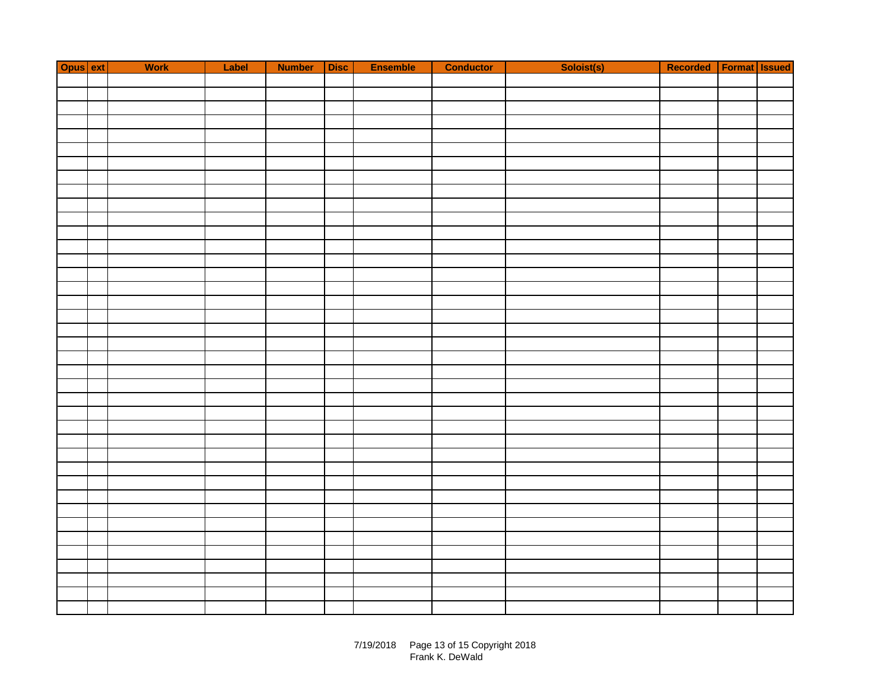| Opus | ext | Work | Label | Number | Disc | Ensemble | Conductor | Soloist(s) | Recorded | Format | Issued |
|---|---|---|---|---|---|---|---|---|---|---|---|
| | | | | | | | | | | | |
| | | | | | | | | | | | |
| | | | | | | | | | | | |
| | | | | | | | | | | | |
| | | | | | | | | | | | |
| | | | | | | | | | | | |
| | | | | | | | | | | | |
| | | | | | | | | | | | |
| | | | | | | | | | | | |
| | | | | | | | | | | | |
| | | | | | | | | | | | |
| | | | | | | | | | | | |
| | | | | | | | | | | | |
| | | | | | | | | | | | |
| | | | | | | | | | | | |
| | | | | | | | | | | | |
| | | | | | | | | | | | |
| | | | | | | | | | | | |
| | | | | | | | | | | | |
| | | | | | | | | | | | |
| | | | | | | | | | | | |
| | | | | | | | | | | | |
| | | | | | | | | | | | |
| | | | | | | | | | | | |
| | | | | | | | | | | | |
| | | | | | | | | | | | |
| | | | | | | | | | | | |
| | | | | | | | | | | | |
| | | | | | | | | | | | |
| | | | | | | | | | | | |
| | | | | | | | | | | | |
| | | | | | | | | | | | |
| | | | | | | | | | | | |
| | | | | | | | | | | | |
| | | | | | | | | | | | |
| | | | | | | | | | | | |
| | | | | | | | | | | | |
| | | | | | | | | | | | |
| | | | | | | | | | | | |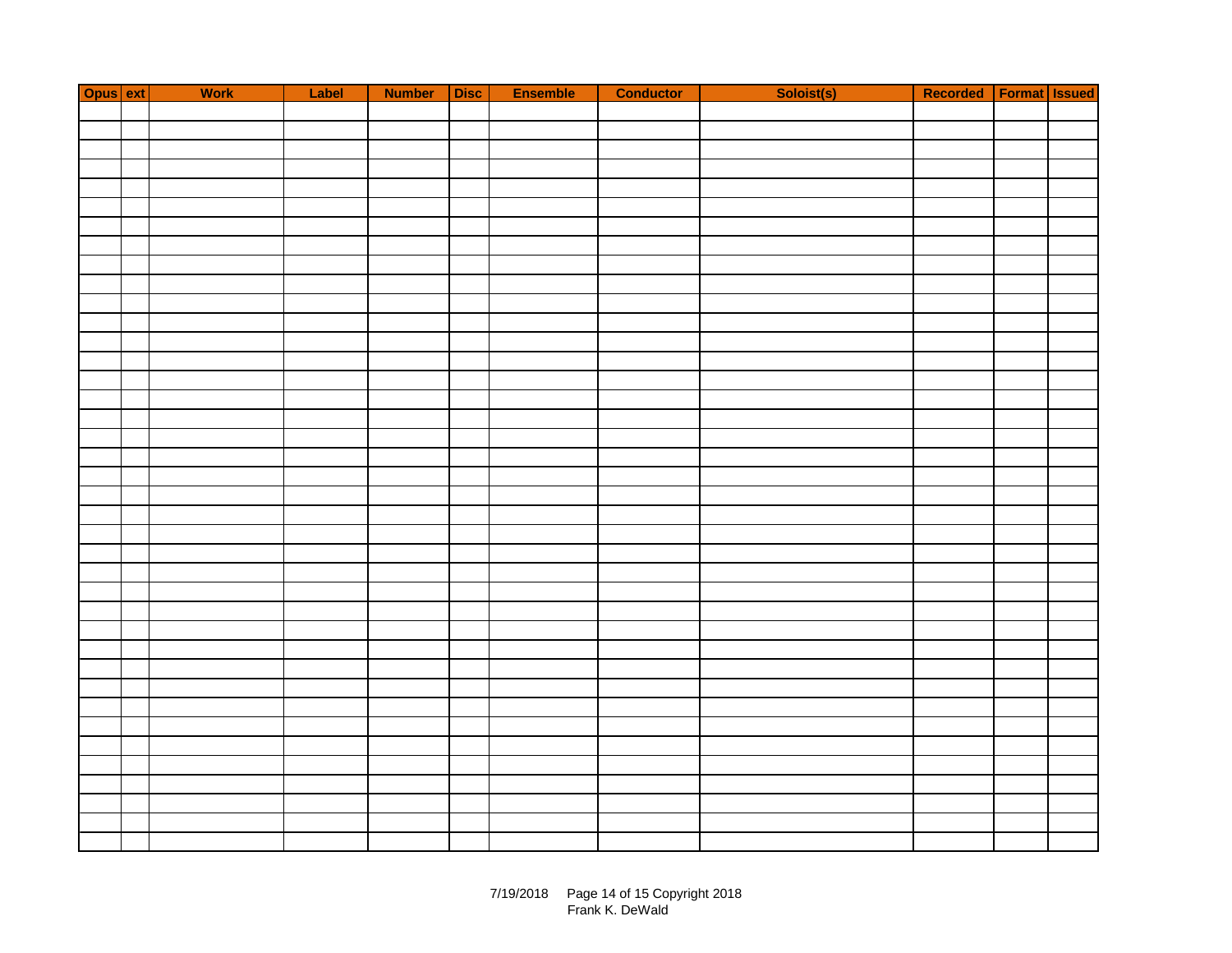| Opus | ext | Work | Label | Number | Disc | Ensemble | Conductor | Soloist(s) | Recorded | Format | Issued |
|---|---|---|---|---|---|---|---|---|---|---|---|
| | | | | | | | | | | | |
| | | | | | | | | | | | |
| | | | | | | | | | | | |
| | | | | | | | | | | | |
| | | | | | | | | | | | |
| | | | | | | | | | | | |
| | | | | | | | | | | | |
| | | | | | | | | | | | |
| | | | | | | | | | | | |
| | | | | | | | | | | | |
| | | | | | | | | | | | |
| | | | | | | | | | | | |
| | | | | | | | | | | | |
| | | | | | | | | | | | |
| | | | | | | | | | | | |
| | | | | | | | | | | | |
| | | | | | | | | | | | |
| | | | | | | | | | | | |
| | | | | | | | | | | | |
| | | | | | | | | | | | |
| | | | | | | | | | | | |
| | | | | | | | | | | | |
| | | | | | | | | | | | |
| | | | | | | | | | | | |
| | | | | | | | | | | | |
| | | | | | | | | | | | |
| | | | | | | | | | | | |
| | | | | | | | | | | | |
| | | | | | | | | | | | |
| | | | | | | | | | | | |
| | | | | | | | | | | | |
| | | | | | | | | | | | |
| | | | | | | | | | | | |
| | | | | | | | | | | | |
| | | | | | | | | | | | |
| | | | | | | | | | | | |
| | | | | | | | | | | | |
| | | | | | | | | | | | |
| | | | | | | | | | | | |
| | | | | | | | | | | | |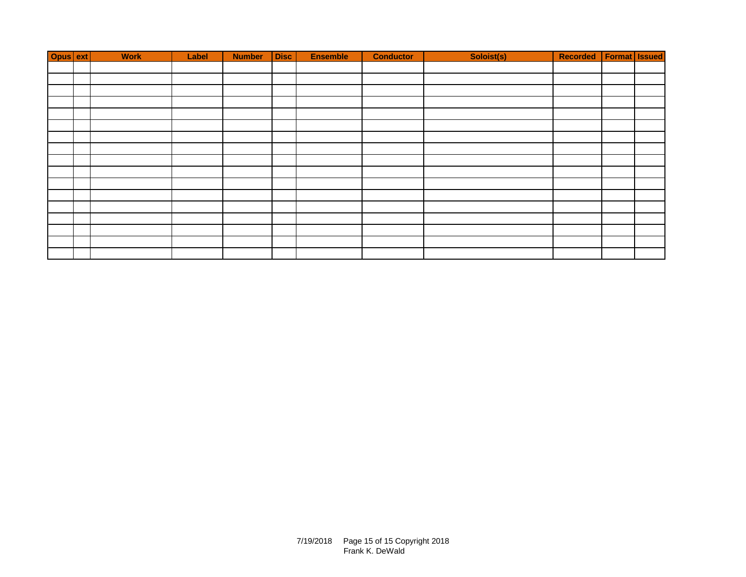| Opus | ext | Work | Label | Number | Disc | Ensemble | Conductor | Soloist(s) | Recorded | Format | Issued |
|---|---|---|---|---|---|---|---|---|---|---|---|
| | | | | | | | | | | | |
| | | | | | | | | | | | |
| | | | | | | | | | | | |
| | | | | | | | | | | | |
| | | | | | | | | | | | |
| | | | | | | | | | | | |
| | | | | | | | | | | | |
| | | | | | | | | | | | |
| | | | | | | | | | | | |
| | | | | | | | | | | | |
| | | | | | | | | | | | |
| | | | | | | | | | | | |
| | | | | | | | | | | | |
| | | | | | | | | | | | |
| | | | | | | | | | | | |
| | | | | | | | | | | | |
| | | | | | | | | | | | |